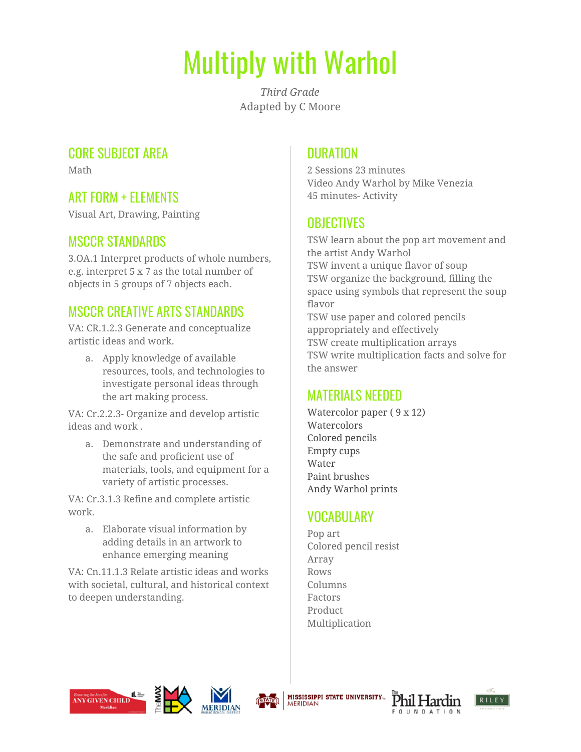# Multiply with Warhol

*Third Grade*
Adapted by C Moore

## CORE SUBJECT AREA

Math

## ART FORM + ELEMENTS

Visual Art, Drawing, Painting

## MSCCR STANDARDS

3.OA.1 Interpret products of whole numbers, e.g. interpret 5 x 7 as the total number of objects in 5 groups of 7 objects each.

## MSCCR CREATIVE ARTS STANDARDS

VA: CR.1.2.3 Generate and conceptualize artistic ideas and work.

a. Apply knowledge of available resources, tools, and technologies to investigate personal ideas through the art making process.

VA: Cr.2.2.3- Organize and develop artistic ideas and work .

a. Demonstrate and understanding of the safe and proficient use of materials, tools, and equipment for a variety of artistic processes.

VA: Cr.3.1.3 Refine and complete artistic work.

a. Elaborate visual information by adding details in an artwork to enhance emerging meaning

VA: Cn.11.1.3 Relate artistic ideas and works with societal, cultural, and historical context to deepen understanding.

## DURATION

2 Sessions 23 minutes
Video Andy Warhol by Mike Venezia
45 minutes- Activity

## OBJECTIVES

TSW learn about the pop art movement and the artist Andy Warhol
TSW invent a unique flavor of soup
TSW organize the background, filling the space using symbols that represent the soup flavor
TSW use paper and colored pencils appropriately and effectively
TSW create multiplication arrays
TSW write multiplication facts and solve for the answer

## MATERIALS NEEDED

Watercolor paper ( 9 x 12)
Watercolors
Colored pencils
Empty cups
Water
Paint brushes
Andy Warhol prints

## VOCABULARY

Pop art
Colored pencil resist
Array
Rows
Columns
Factors
Product
Multiplication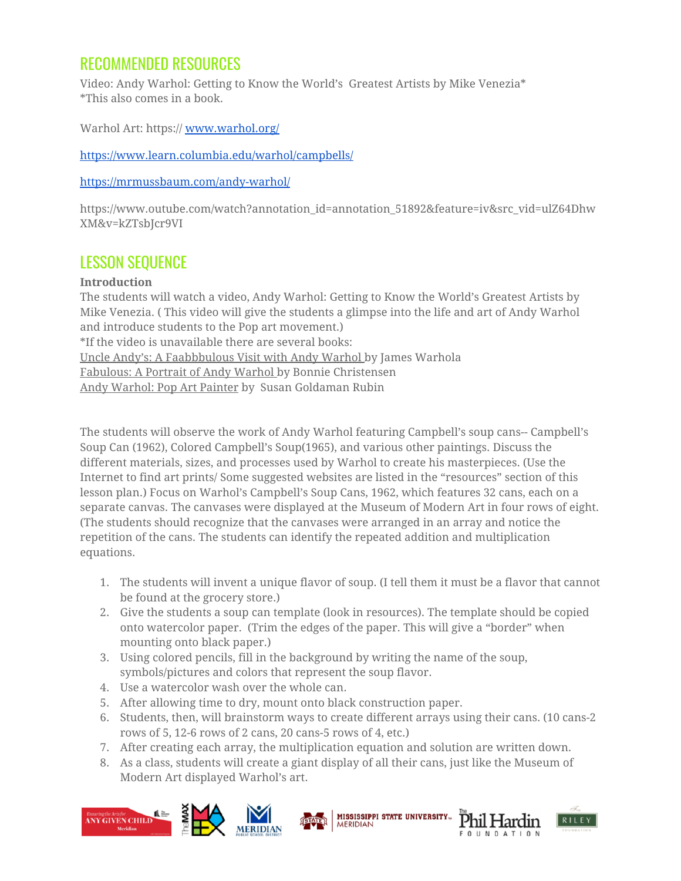## RECOMMENDED RESOURCES

Video: Andy Warhol: Getting to Know the World's  Greatest Artists by Mike Venezia*
*This also comes in a book.

Warhol Art: https:// www.warhol.org/

https://www.learn.columbia.edu/warhol/campbells/

https://mrmussbaum.com/andy-warhol/

https://www.outube.com/watch?annotation_id=annotation_51892&feature=iv&src_vid=ulZ64DhwXM&v=kZTsbJcr9VI

## LESSON SEQUENCE

**Introduction**

The students will watch a video, Andy Warhol: Getting to Know the World's Greatest Artists by Mike Venezia. ( This video will give the students a glimpse into the life and art of Andy Warhol and introduce students to the Pop art movement.)
*If the video is unavailable there are several books:
Uncle Andy's: A Faabbbulous Visit with Andy Warhol by James Warhola
Fabulous: A Portrait of Andy Warhol by Bonnie Christensen
Andy Warhol: Pop Art Painter by  Susan Goldaman Rubin

The students will observe the work of Andy Warhol featuring Campbell's soup cans-- Campbell's Soup Can (1962), Colored Campbell's Soup(1965), and various other paintings. Discuss the different materials, sizes, and processes used by Warhol to create his masterpieces. (Use the Internet to find art prints/ Some suggested websites are listed in the "resources" section of this lesson plan.) Focus on Warhol's Campbell's Soup Cans, 1962, which features 32 cans, each on a separate canvas. The canvases were displayed at the Museum of Modern Art in four rows of eight. (The students should recognize that the canvases were arranged in an array and notice the repetition of the cans. The students can identify the repeated addition and multiplication equations.

1. The students will invent a unique flavor of soup. (I tell them it must be a flavor that cannot be found at the grocery store.)
2. Give the students a soup can template (look in resources). The template should be copied onto watercolor paper.  (Trim the edges of the paper. This will give a "border" when mounting onto black paper.)
3. Using colored pencils, fill in the background by writing the name of the soup, symbols/pictures and colors that represent the soup flavor.
4. Use a watercolor wash over the whole can.
5. After allowing time to dry, mount onto black construction paper.
6. Students, then, will brainstorm ways to create different arrays using their cans. (10 cans-2 rows of 5, 12-6 rows of 2 cans, 20 cans-5 rows of 4, etc.)
7. After creating each array, the multiplication equation and solution are written down.
8. As a class, students will create a giant display of all their cans, just like the Museum of Modern Art displayed Warhol's art.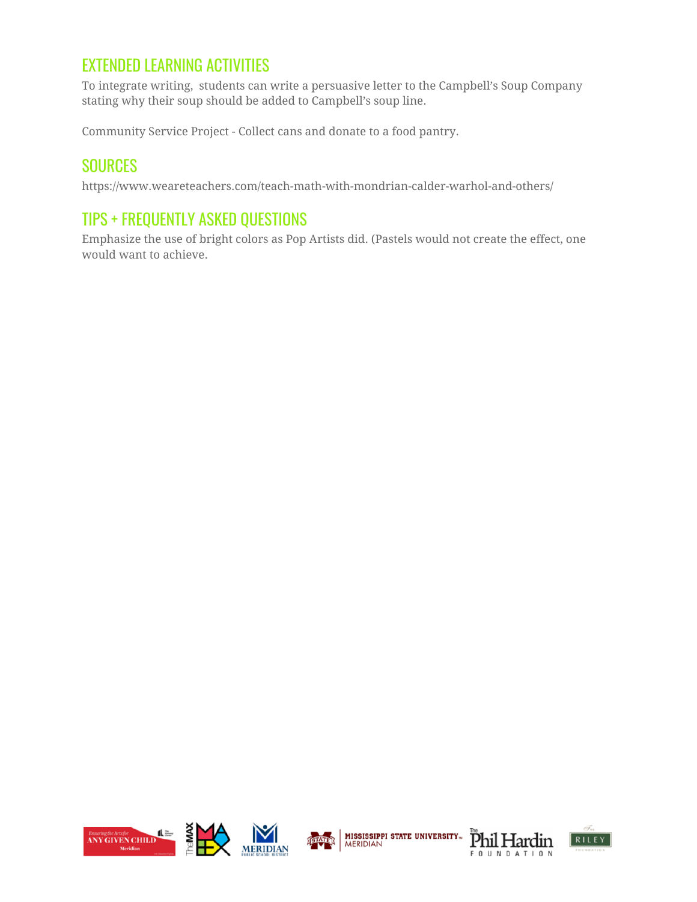## EXTENDED LEARNING ACTIVITIES

To integrate writing,  students can write a persuasive letter to the Campbell's Soup Company stating why their soup should be added to Campbell's soup line.

Community Service Project - Collect cans and donate to a food pantry.

## SOURCES

https://www.weareteachers.com/teach-math-with-mondrian-calder-warhol-and-others/

## TIPS + FREQUENTLY ASKED QUESTIONS

Emphasize the use of bright colors as Pop Artists did. (Pastels would not create the effect, one would want to achieve.